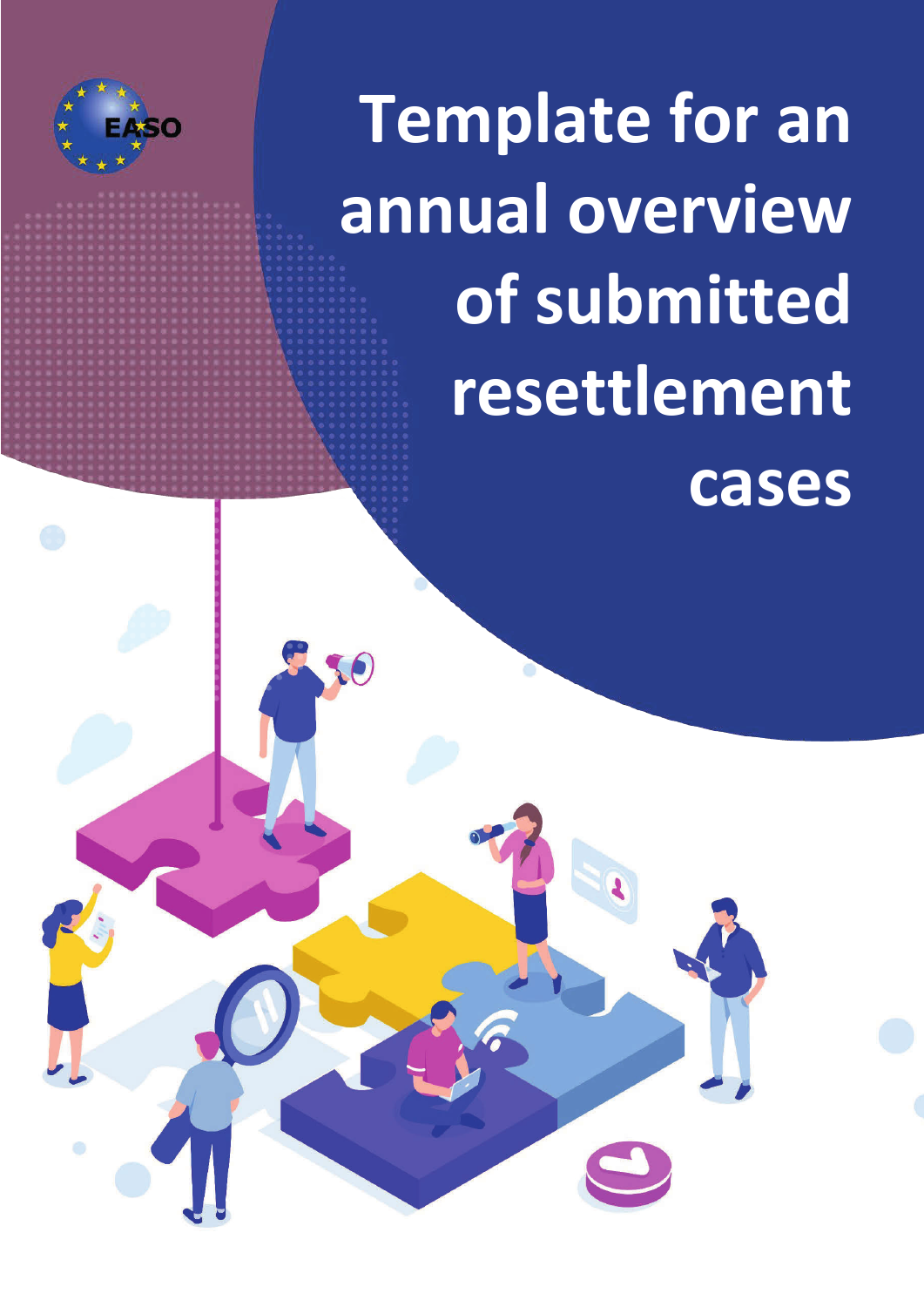EASO

# Template for an annual overview of submitted resettlement cases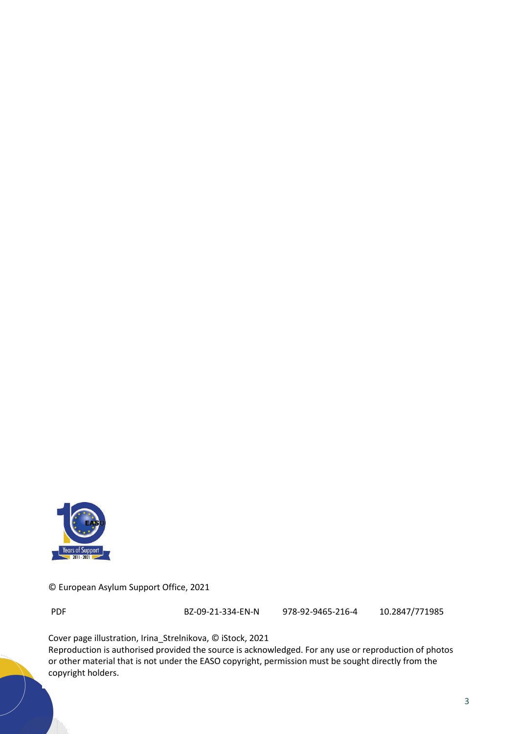© European Asylum Support Office, 2021

| PDF | BZ-09-21-334-EN-N | 978-92-9465-216-4 | 10.2847/771985 |
|---|---|---|---|

Cover page illustration, Irina_Strelnikova, © iStock, 2021

Reproduction is authorised provided the source is acknowledged. For any use or reproduction of photos or other material that is not under the EASO copyright, permission must be sought directly from the copyright holders.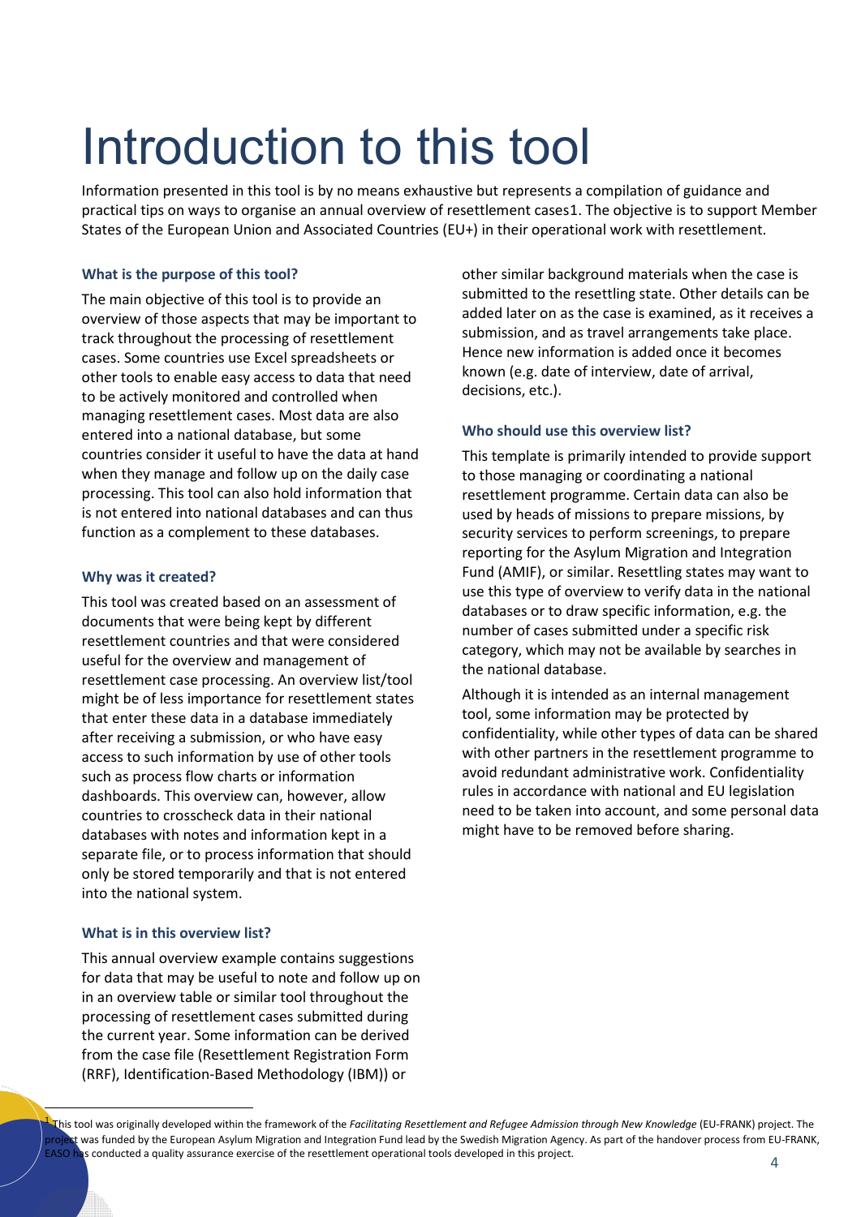# Introduction to this tool

Information presented in this tool is by no means exhaustive but represents a compilation of guidance and practical tips on ways to organise an annual overview of resettlement cases[1]. The objective is to support Member States of the European Union and Associated Countries (EU+) in their operational work with resettlement.

### What is the purpose of this tool?

The main objective of this tool is to provide an overview of those aspects that may be important to track throughout the processing of resettlement cases. Some countries use Excel spreadsheets or other tools to enable easy access to data that need to be actively monitored and controlled when managing resettlement cases. Most data are also entered into a national database, but some countries consider it useful to have the data at hand when they manage and follow up on the daily case processing. This tool can also hold information that is not entered into national databases and can thus function as a complement to these databases.

### Why was it created?

This tool was created based on an assessment of documents that were being kept by different resettlement countries and that were considered useful for the overview and management of resettlement case processing. An overview list/tool might be of less importance for resettlement states that enter these data in a database immediately after receiving a submission, or who have easy access to such information by use of other tools such as process flow charts or information dashboards. This overview can, however, allow countries to crosscheck data in their national databases with notes and information kept in a separate file, or to process information that should only be stored temporarily and that is not entered into the national system.

### What is in this overview list?

This annual overview example contains suggestions for data that may be useful to note and follow up on in an overview table or similar tool throughout the processing of resettlement cases submitted during the current year. Some information can be derived from the case file (Resettlement Registration Form (RRF), Identification-Based Methodology (IBM)) or other similar background materials when the case is submitted to the resettling state. Other details can be added later on as the case is examined, as it receives a submission, and as travel arrangements take place. Hence new information is added once it becomes known (e.g. date of interview, date of arrival, decisions, etc.).

### Who should use this overview list?

This template is primarily intended to provide support to those managing or coordinating a national resettlement programme. Certain data can also be used by heads of missions to prepare missions, by security services to perform screenings, to prepare reporting for the Asylum Migration and Integration Fund (AMIF), or similar. Resettling states may want to use this type of overview to verify data in the national databases or to draw specific information, e.g. the number of cases submitted under a specific risk category, which may not be available by searches in the national database.

Although it is intended as an internal management tool, some information may be protected by confidentiality, while other types of data can be shared with other partners in the resettlement programme to avoid redundant administrative work. Confidentiality rules in accordance with national and EU legislation need to be taken into account, and some personal data might have to be removed before sharing.

---

[1] This tool was originally developed within the framework of the *Facilitating Resettlement and Refugee Admission through New Knowledge* (EU-FRANK) project. The project was funded by the European Asylum Migration and Integration Fund lead by the Swedish Migration Agency. As part of the handover process from EU-FRANK, EASO has conducted a quality assurance exercise of the resettlement operational tools developed in this project.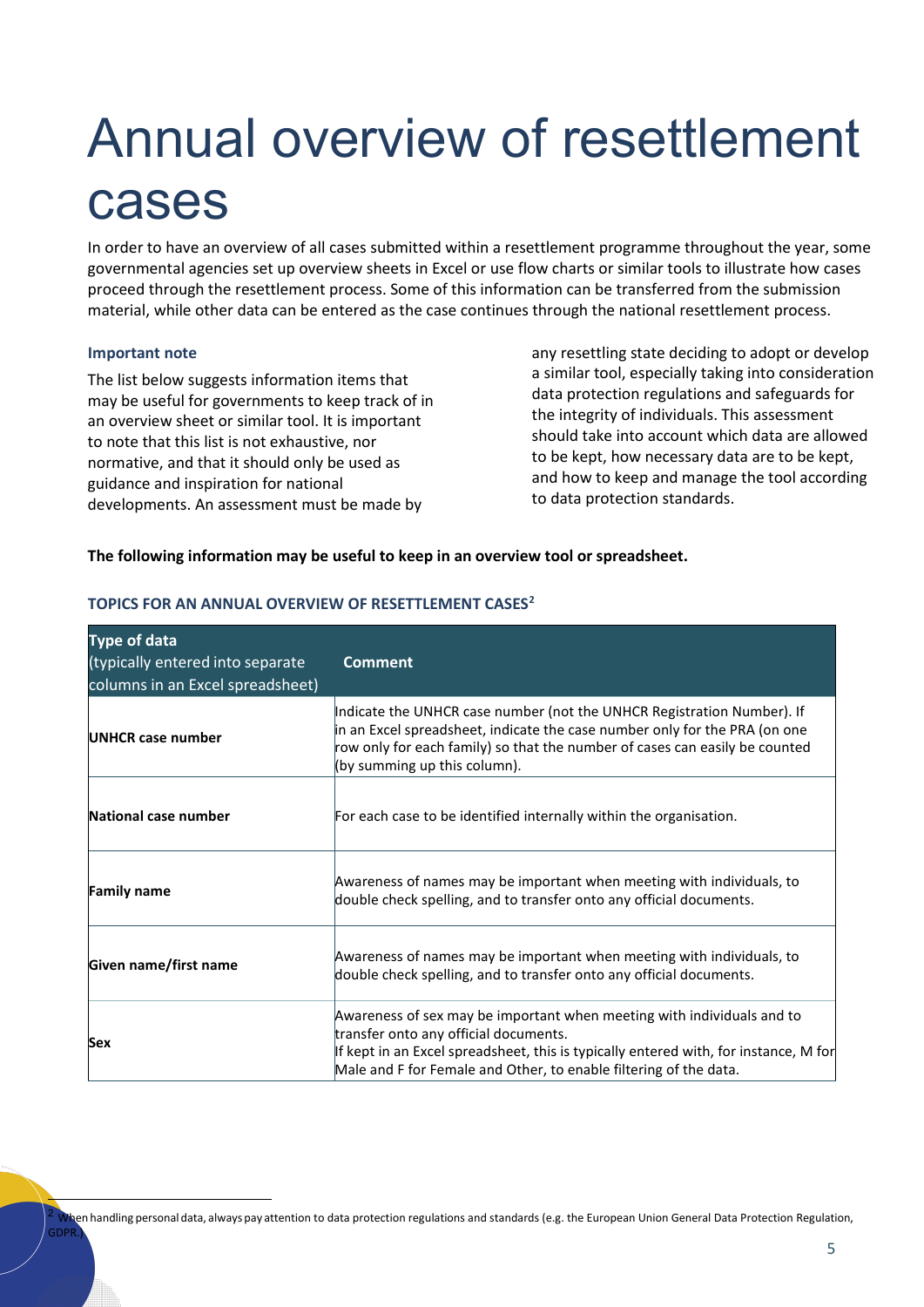# Annual overview of resettlement cases

In order to have an overview of all cases submitted within a resettlement programme throughout the year, some governmental agencies set up overview sheets in Excel or use flow charts or similar tools to illustrate how cases proceed through the resettlement process. Some of this information can be transferred from the submission material, while other data can be entered as the case continues through the national resettlement process.

#### Important note

The list below suggests information items that may be useful for governments to keep track of in an overview sheet or similar tool. It is important to note that this list is not exhaustive, nor normative, and that it should only be used as guidance and inspiration for national developments. An assessment must be made by any resettling state deciding to adopt or develop a similar tool, especially taking into consideration data protection regulations and safeguards for the integrity of individuals. This assessment should take into account which data are allowed to be kept, how necessary data are to be kept, and how to keep and manage the tool according to data protection standards.

**The following information may be useful to keep in an overview tool or spreadsheet.**

#### TOPICS FOR AN ANNUAL OVERVIEW OF RESETTLEMENT CASES[2]

| **Type of data** (typically entered into separate columns in an Excel spreadsheet) | **Comment** |
|---|---|
| **UNHCR case number** | Indicate the UNHCR case number (not the UNHCR Registration Number). If in an Excel spreadsheet, indicate the case number only for the PRA (on one row only for each family) so that the number of cases can easily be counted (by summing up this column). |
| **National case number** | For each case to be identified internally within the organisation. |
| **Family name** | Awareness of names may be important when meeting with individuals, to double check spelling, and to transfer onto any official documents. |
| **Given name/first name** | Awareness of names may be important when meeting with individuals, to double check spelling, and to transfer onto any official documents. |
| **Sex** | Awareness of sex may be important when meeting with individuals and to transfer onto any official documents.<br>If kept in an Excel spreadsheet, this is typically entered with, for instance, M for Male and F for Female and Other, to enable filtering of the data. |

[2] When handling personal data, always pay attention to data protection regulations and standards (e.g. the European Union General Data Protection Regulation, GDPR.)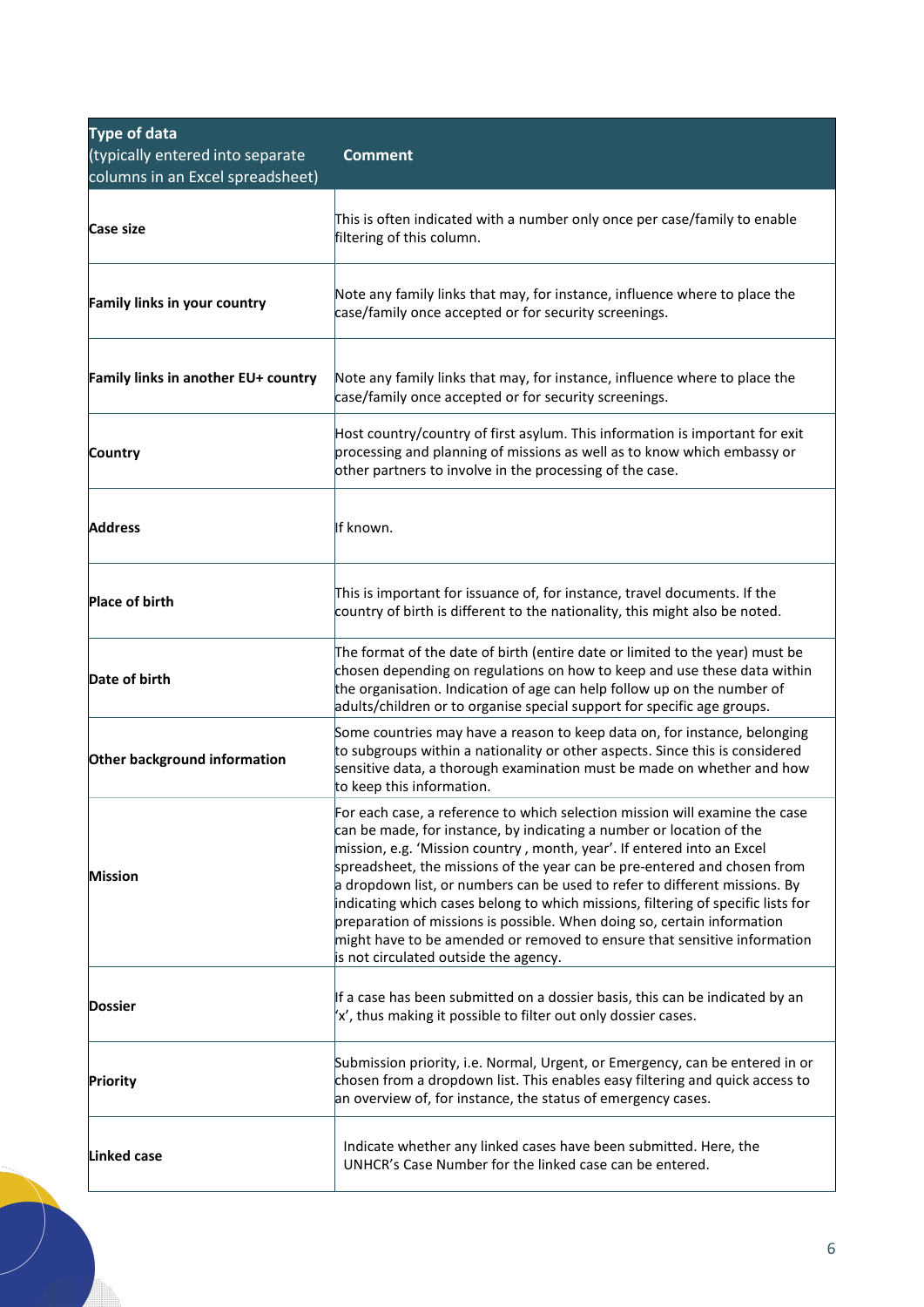| **Type of data** (typically entered into separate columns in an Excel spreadsheet) | **Comment** |
|---|---|
| **Case size** | This is often indicated with a number only once per case/family to enable filtering of this column. |
| **Family links in your country** | Note any family links that may, for instance, influence where to place the case/family once accepted or for security screenings. |
| **Family links in another EU+ country** | Note any family links that may, for instance, influence where to place the case/family once accepted or for security screenings. |
| **Country** | Host country/country of first asylum. This information is important for exit processing and planning of missions as well as to know which embassy or other partners to involve in the processing of the case. |
| **Address** | If known. |
| **Place of birth** | This is important for issuance of, for instance, travel documents. If the country of birth is different to the nationality, this might also be noted. |
| **Date of birth** | The format of the date of birth (entire date or limited to the year) must be chosen depending on regulations on how to keep and use these data within the organisation. Indication of age can help follow up on the number of adults/children or to organise special support for specific age groups. |
| **Other background information** | Some countries may have a reason to keep data on, for instance, belonging to subgroups within a nationality or other aspects. Since this is considered sensitive data, a thorough examination must be made on whether and how to keep this information. |
| **Mission** | For each case, a reference to which selection mission will examine the case can be made, for instance, by indicating a number or location of the mission, e.g. 'Mission country , month, year'. If entered into an Excel spreadsheet, the missions of the year can be pre-entered and chosen from a dropdown list, or numbers can be used to refer to different missions. By indicating which cases belong to which missions, filtering of specific lists for preparation of missions is possible. When doing so, certain information might have to be amended or removed to ensure that sensitive information is not circulated outside the agency. |
| **Dossier** | If a case has been submitted on a dossier basis, this can be indicated by an 'x', thus making it possible to filter out only dossier cases. |
| **Priority** | Submission priority, i.e. Normal, Urgent, or Emergency, can be entered in or chosen from a dropdown list. This enables easy filtering and quick access to an overview of, for instance, the status of emergency cases. |
| **Linked case** | Indicate whether any linked cases have been submitted. Here, the UNHCR's Case Number for the linked case can be entered. |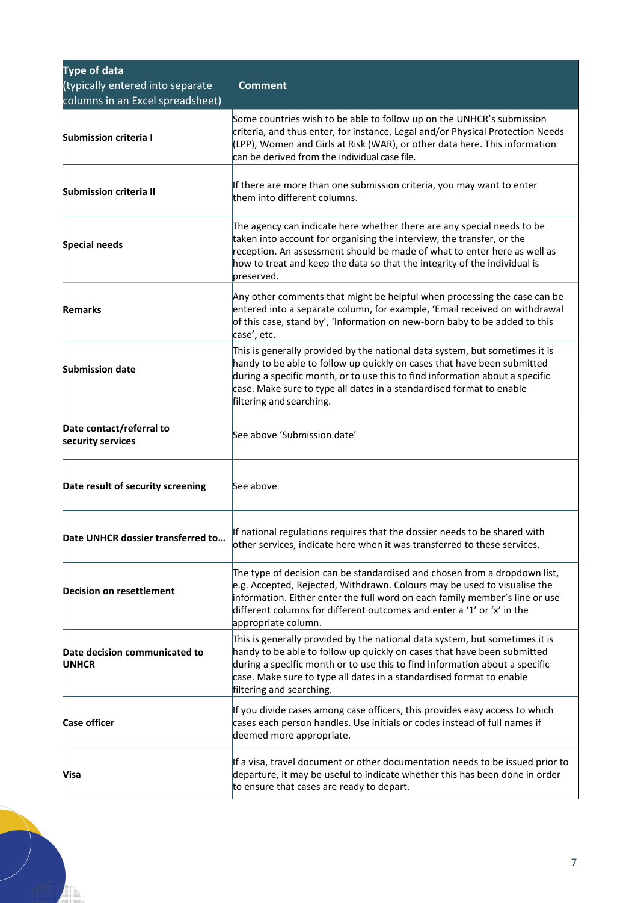| Type of data (typically entered into separate columns in an Excel spreadsheet) | Comment |
|---|---|
| **Submission criteria I** | Some countries wish to be able to follow up on the UNHCR's submission criteria, and thus enter, for instance, Legal and/or Physical Protection Needs (LPP), Women and Girls at Risk (WAR), or other data here. This information can be derived from the individual case file. |
| **Submission criteria II** | If there are more than one submission criteria, you may want to enter them into different columns. |
| **Special needs** | The agency can indicate here whether there are any special needs to be taken into account for organising the interview, the transfer, or the reception. An assessment should be made of what to enter here as well as how to treat and keep the data so that the integrity of the individual is preserved. |
| **Remarks** | Any other comments that might be helpful when processing the case can be entered into a separate column, for example, 'Email received on withdrawal of this case, stand by', 'Information on new-born baby to be added to this case', etc. |
| **Submission date** | This is generally provided by the national data system, but sometimes it is handy to be able to follow up quickly on cases that have been submitted during a specific month, or to use this to find information about a specific case. Make sure to type all dates in a standardised format to enable filtering and searching. |
| **Date contact/referral to security services** | See above 'Submission date' |
| **Date result of security screening** | See above |
| **Date UNHCR dossier transferred to…** | If national regulations requires that the dossier needs to be shared with other services, indicate here when it was transferred to these services. |
| **Decision on resettlement** | The type of decision can be standardised and chosen from a dropdown list, e.g. Accepted, Rejected, Withdrawn. Colours may be used to visualise the information. Either enter the full word on each family member's line or use different columns for different outcomes and enter a '1' or 'x' in the appropriate column. |
| **Date decision communicated to UNHCR** | This is generally provided by the national data system, but sometimes it is handy to be able to follow up quickly on cases that have been submitted during a specific month or to use this to find information about a specific case. Make sure to type all dates in a standardised format to enable filtering and searching. |
| **Case officer** | If you divide cases among case officers, this provides easy access to which cases each person handles. Use initials or codes instead of full names if deemed more appropriate. |
| **Visa** | If a visa, travel document or other documentation needs to be issued prior to departure, it may be useful to indicate whether this has been done in order to ensure that cases are ready to depart. |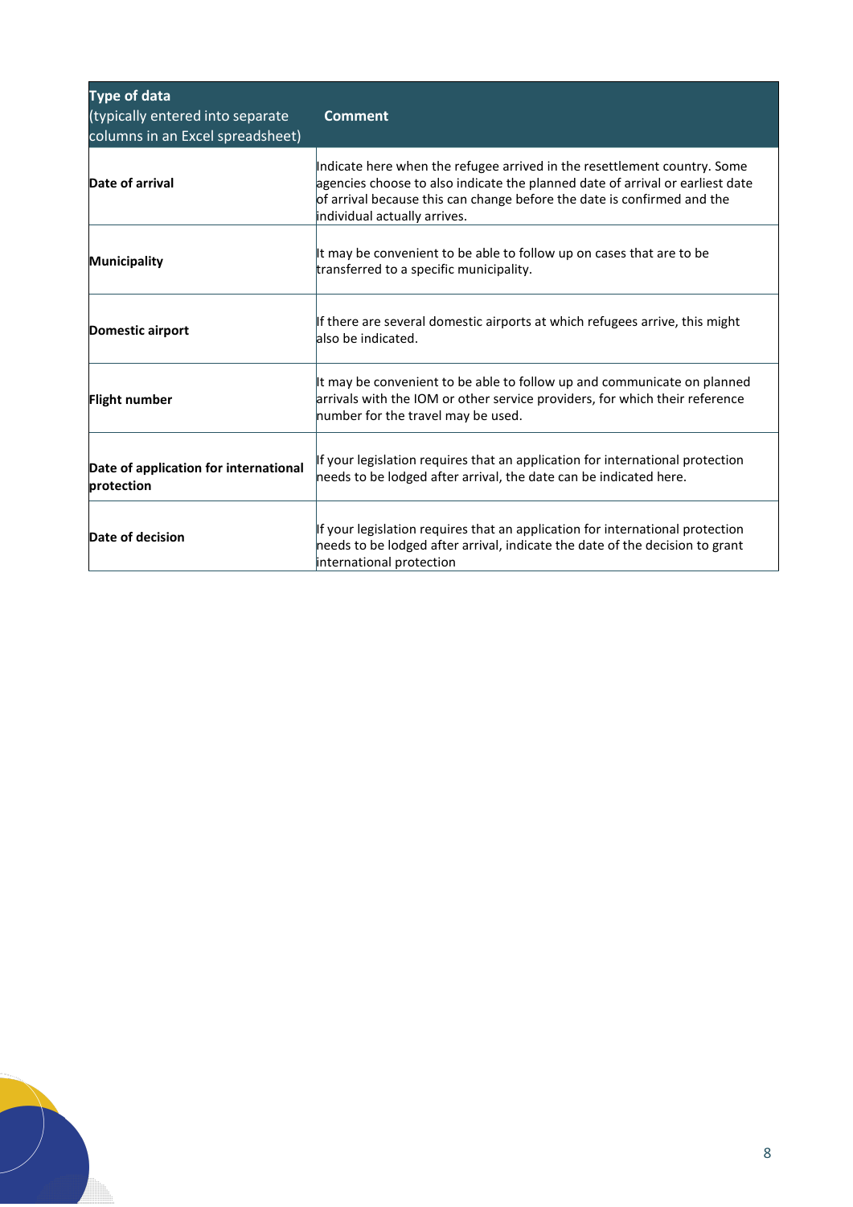| Type of data (typically entered into separate columns in an Excel spreadsheet) | Comment |
|---|---|
| **Date of arrival** | Indicate here when the refugee arrived in the resettlement country. Some agencies choose to also indicate the planned date of arrival or earliest date of arrival because this can change before the date is confirmed and the individual actually arrives. |
| **Municipality** | It may be convenient to be able to follow up on cases that are to be transferred to a specific municipality. |
| **Domestic airport** | If there are several domestic airports at which refugees arrive, this might also be indicated. |
| **Flight number** | It may be convenient to be able to follow up and communicate on planned arrivals with the IOM or other service providers, for which their reference number for the travel may be used. |
| **Date of application for international protection** | If your legislation requires that an application for international protection needs to be lodged after arrival, the date can be indicated here. |
| **Date of decision** | If your legislation requires that an application for international protection needs to be lodged after arrival, indicate the date of the decision to grant international protection |